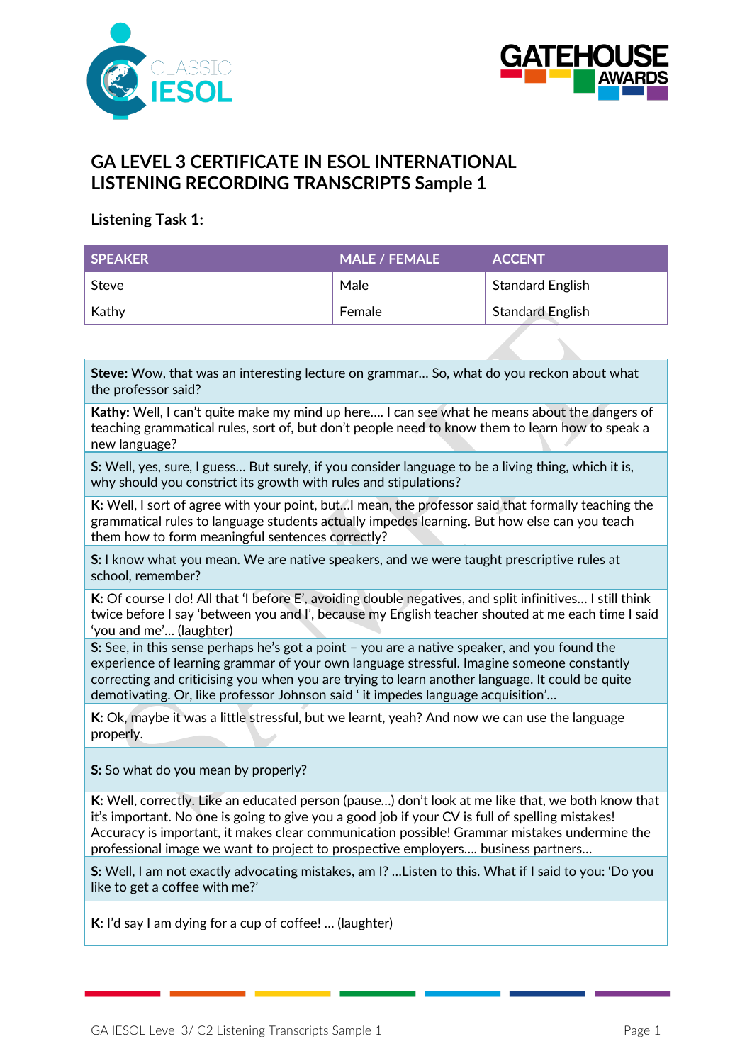# GA LEVEL 3 CERTIFICATE IN ESOL INTERNATIONAL LISTENING RECORDING TRANSCRIPTS Sample 1

## Listening Task 1:

| SPEAKER | MALE / FEMALE | ACCENT |
|---|---|---|
| Steve | Male | Standard English |
| Kathy | Female | Standard English |

**Steve:** Wow, that was an interesting lecture on grammar… So, what do you reckon about what the professor said?

**Kathy:** Well, I can't quite make my mind up here…. I can see what he means about the dangers of teaching grammatical rules, sort of, but don't people need to know them to learn how to speak a new language?

**S:** Well, yes, sure, I guess… But surely, if you consider language to be a living thing, which it is, why should you constrict its growth with rules and stipulations?

**K:** Well, I sort of agree with your point, but…I mean, the professor said that formally teaching the grammatical rules to language students actually impedes learning. But how else can you teach them how to form meaningful sentences correctly?

**S:** I know what you mean. We are native speakers, and we were taught prescriptive rules at school, remember?

**K:** Of course I do! All that 'I before E', avoiding double negatives, and split infinitives… I still think twice before I say 'between you and I', because my English teacher shouted at me each time I said 'you and me'… (laughter)

**S:** See, in this sense perhaps he's got a point – you are a native speaker, and you found the experience of learning grammar of your own language stressful. Imagine someone constantly correcting and criticising you when you are trying to learn another language. It could be quite demotivating. Or, like professor Johnson said ' it impedes language acquisition'…

**K:** Ok, maybe it was a little stressful, but we learnt, yeah? And now we can use the language properly.

**S:** So what do you mean by properly?

**K:** Well, correctly. Like an educated person (pause…) don't look at me like that, we both know that it's important. No one is going to give you a good job if your CV is full of spelling mistakes! Accuracy is important, it makes clear communication possible! Grammar mistakes undermine the professional image we want to project to prospective employers…. business partners…

**S:** Well, I am not exactly advocating mistakes, am I? …Listen to this. What if I said to you: 'Do you like to get a coffee with me?'

**K:** I'd say I am dying for a cup of coffee! … (laughter)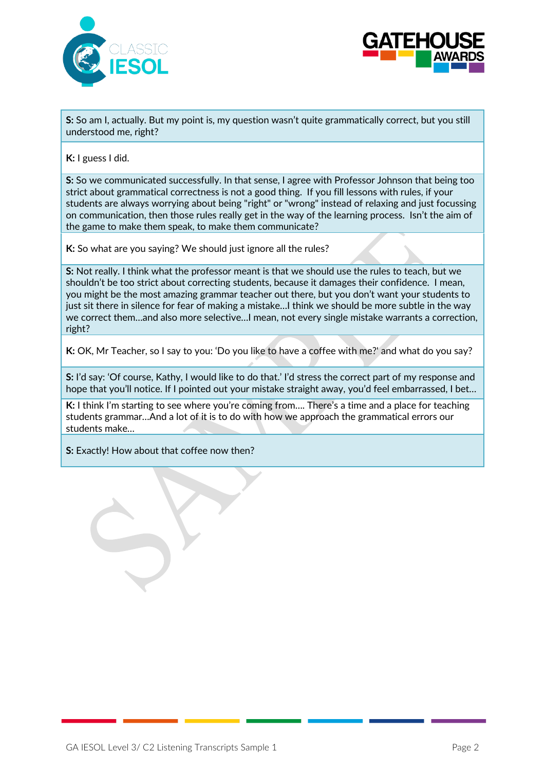**S:** So am I, actually. But my point is, my question wasn't quite grammatically correct, but you still understood me, right?

**K:** I guess I did.

**S:** So we communicated successfully. In that sense, I agree with Professor Johnson that being too strict about grammatical correctness is not a good thing. If you fill lessons with rules, if your students are always worrying about being "right" or "wrong" instead of relaxing and just focussing on communication, then those rules really get in the way of the learning process. Isn't the aim of the game to make them speak, to make them communicate?

**K:** So what are you saying? We should just ignore all the rules?

**S:** Not really. I think what the professor meant is that we should use the rules to teach, but we shouldn't be too strict about correcting students, because it damages their confidence. I mean, you might be the most amazing grammar teacher out there, but you don't want your students to just sit there in silence for fear of making a mistake…I think we should be more subtle in the way we correct them…and also more selective…I mean, not every single mistake warrants a correction, right?

**K:** OK, Mr Teacher, so I say to you: 'Do you like to have a coffee with me?' and what do you say?

**S:** I'd say: 'Of course, Kathy, I would like to do that.' I'd stress the correct part of my response and hope that you'll notice. If I pointed out your mistake straight away, you'd feel embarrassed, I bet…

**K:** I think I'm starting to see where you're coming from…. There's a time and a place for teaching students grammar…And a lot of it is to do with how we approach the grammatical errors our students make…

**S:** Exactly! How about that coffee now then?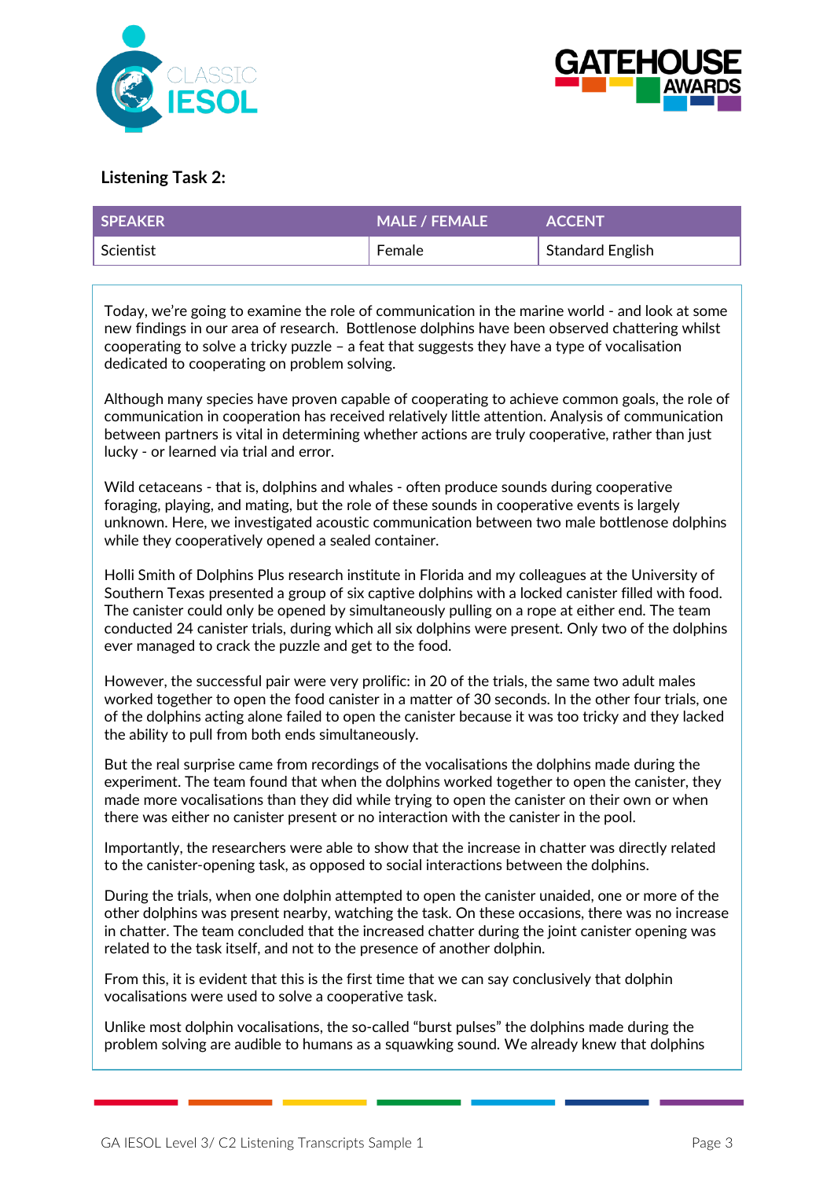## Listening Task 2:

| SPEAKER | MALE / FEMALE | ACCENT |
|---|---|---|
| Scientist | Female | Standard English |

Today, we're going to examine the role of communication in the marine world - and look at some new findings in our area of research. Bottlenose dolphins have been observed chattering whilst cooperating to solve a tricky puzzle – a feat that suggests they have a type of vocalisation dedicated to cooperating on problem solving.

Although many species have proven capable of cooperating to achieve common goals, the role of communication in cooperation has received relatively little attention. Analysis of communication between partners is vital in determining whether actions are truly cooperative, rather than just lucky - or learned via trial and error.

Wild cetaceans - that is, dolphins and whales - often produce sounds during cooperative foraging, playing, and mating, but the role of these sounds in cooperative events is largely unknown. Here, we investigated acoustic communication between two male bottlenose dolphins while they cooperatively opened a sealed container.

Holli Smith of Dolphins Plus research institute in Florida and my colleagues at the University of Southern Texas presented a group of six captive dolphins with a locked canister filled with food. The canister could only be opened by simultaneously pulling on a rope at either end. The team conducted 24 canister trials, during which all six dolphins were present. Only two of the dolphins ever managed to crack the puzzle and get to the food.

However, the successful pair were very prolific: in 20 of the trials, the same two adult males worked together to open the food canister in a matter of 30 seconds. In the other four trials, one of the dolphins acting alone failed to open the canister because it was too tricky and they lacked the ability to pull from both ends simultaneously.

But the real surprise came from recordings of the vocalisations the dolphins made during the experiment. The team found that when the dolphins worked together to open the canister, they made more vocalisations than they did while trying to open the canister on their own or when there was either no canister present or no interaction with the canister in the pool.

Importantly, the researchers were able to show that the increase in chatter was directly related to the canister-opening task, as opposed to social interactions between the dolphins.

During the trials, when one dolphin attempted to open the canister unaided, one or more of the other dolphins was present nearby, watching the task. On these occasions, there was no increase in chatter. The team concluded that the increased chatter during the joint canister opening was related to the task itself, and not to the presence of another dolphin.

From this, it is evident that this is the first time that we can say conclusively that dolphin vocalisations were used to solve a cooperative task.

Unlike most dolphin vocalisations, the so-called "burst pulses" the dolphins made during the problem solving are audible to humans as a squawking sound. We already knew that dolphins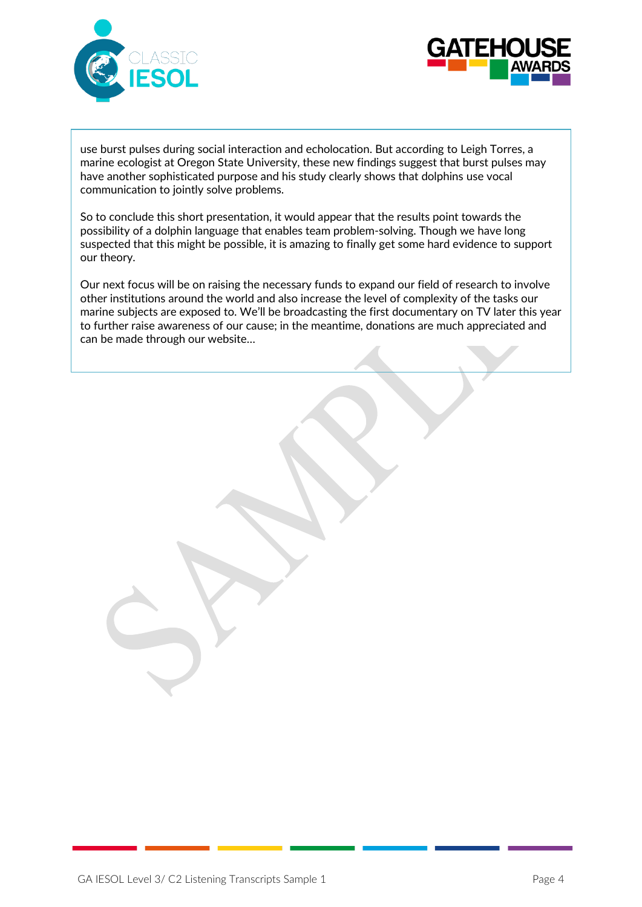use burst pulses during social interaction and echolocation. But according to Leigh Torres, a marine ecologist at Oregon State University, these new findings suggest that burst pulses may have another sophisticated purpose and his study clearly shows that dolphins use vocal communication to jointly solve problems.

So to conclude this short presentation, it would appear that the results point towards the possibility of a dolphin language that enables team problem-solving. Though we have long suspected that this might be possible, it is amazing to finally get some hard evidence to support our theory.

Our next focus will be on raising the necessary funds to expand our field of research to involve other institutions around the world and also increase the level of complexity of the tasks our marine subjects are exposed to. We'll be broadcasting the first documentary on TV later this year to further raise awareness of our cause; in the meantime, donations are much appreciated and can be made through our website…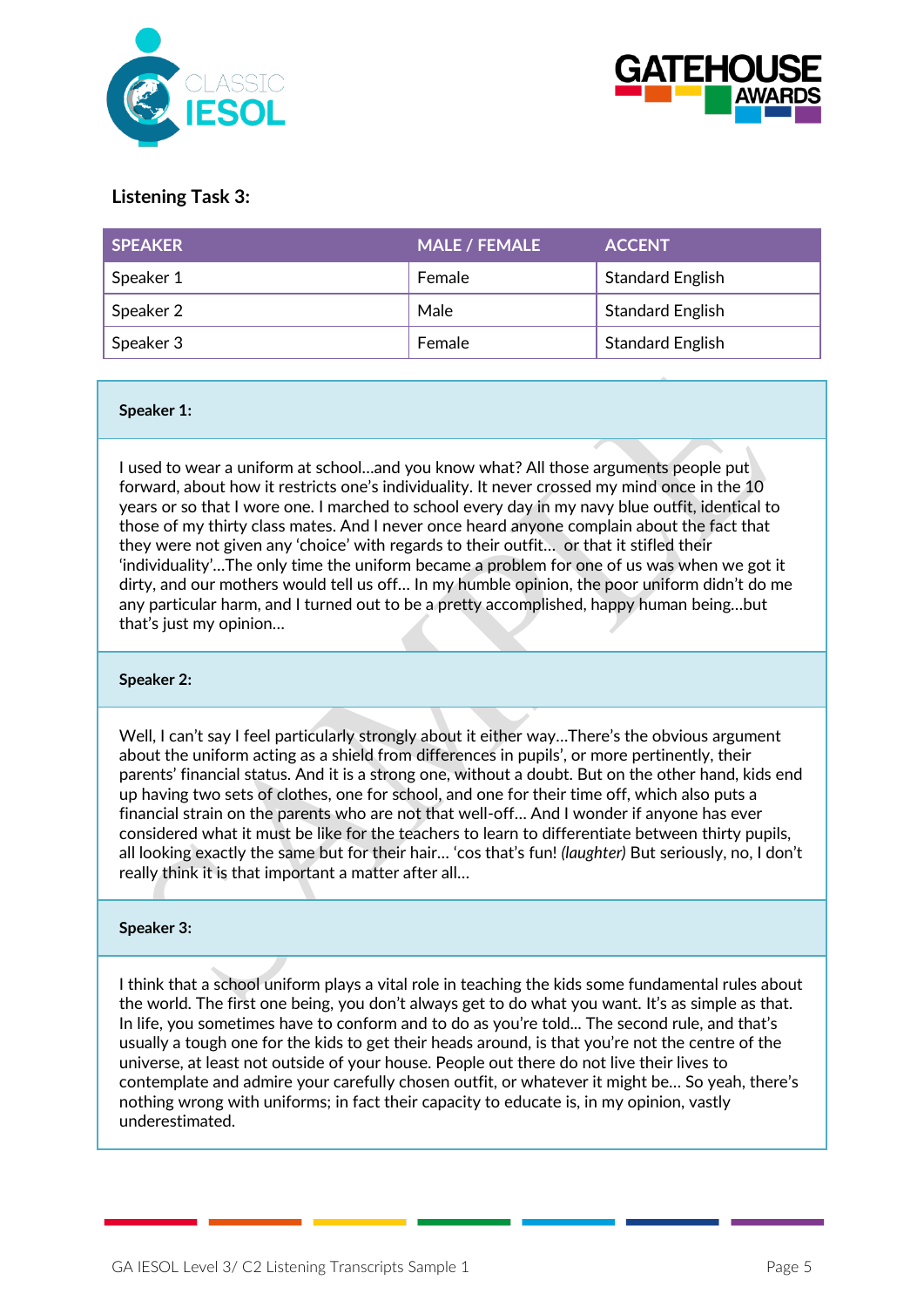## Listening Task 3:

| SPEAKER | MALE / FEMALE | ACCENT |
| --- | --- | --- |
| Speaker 1 | Female | Standard English |
| Speaker 2 | Male | Standard English |
| Speaker 3 | Female | Standard English |

**Speaker 1:**

I used to wear a uniform at school…and you know what? All those arguments people put forward, about how it restricts one's individuality. It never crossed my mind once in the 10 years or so that I wore one. I marched to school every day in my navy blue outfit, identical to those of my thirty class mates. And I never once heard anyone complain about the fact that they were not given any 'choice' with regards to their outfit… or that it stifled their 'individuality'…The only time the uniform became a problem for one of us was when we got it dirty, and our mothers would tell us off… In my humble opinion, the poor uniform didn't do me any particular harm, and I turned out to be a pretty accomplished, happy human being…but that's just my opinion…

**Speaker 2:**

Well, I can't say I feel particularly strongly about it either way…There's the obvious argument about the uniform acting as a shield from differences in pupils', or more pertinently, their parents' financial status. And it is a strong one, without a doubt. But on the other hand, kids end up having two sets of clothes, one for school, and one for their time off, which also puts a financial strain on the parents who are not that well-off… And I wonder if anyone has ever considered what it must be like for the teachers to learn to differentiate between thirty pupils, all looking exactly the same but for their hair… 'cos that's fun! *(laughter)* But seriously, no, I don't really think it is that important a matter after all…

**Speaker 3:**

I think that a school uniform plays a vital role in teaching the kids some fundamental rules about the world. The first one being, you don't always get to do what you want. It's as simple as that. In life, you sometimes have to conform and to do as you're told… The second rule, and that's usually a tough one for the kids to get their heads around, is that you're not the centre of the universe, at least not outside of your house. People out there do not live their lives to contemplate and admire your carefully chosen outfit, or whatever it might be… So yeah, there's nothing wrong with uniforms; in fact their capacity to educate is, in my opinion, vastly underestimated.